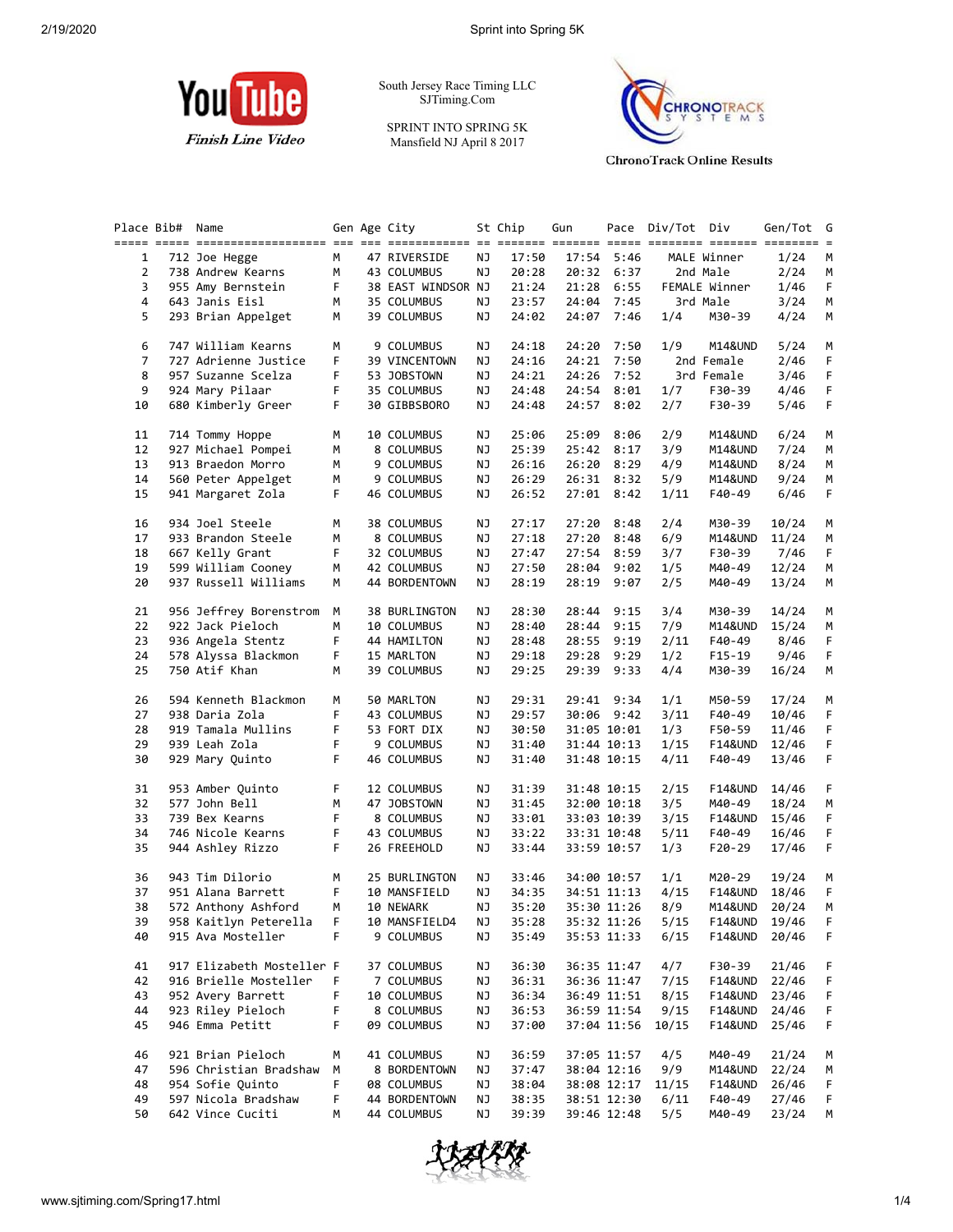YouTube *Finish Line Video*

South Jersey Race Timing LLC
SJTiming.Com

SPRINT INTO SPRING 5K
Mansfield NJ April 8 2017

ChronoTrack Online Results

| Place | Bib# | Name | Gen | Age | City | St | Chip | Gun | Pace | Div/Tot | Div | Gen/Tot | G |
|---|---|---|---|---|---|---|---|---|---|---|---|---|---|
| 1 | 712 | Joe Hegge | M | 47 | RIVERSIDE | NJ | 17:50 | 17:54 | 5:46 | MALE Winner | | 1/24 | M |
| 2 | 738 | Andrew Kearns | M | 43 | COLUMBUS | NJ | 20:28 | 20:32 | 6:37 | 2nd Male | | 2/24 | M |
| 3 | 955 | Amy Bernstein | F | 38 | EAST WINDSOR | NJ | 21:24 | 21:28 | 6:55 | FEMALE Winner | | 1/46 | F |
| 4 | 643 | Janis Eisl | M | 35 | COLUMBUS | NJ | 23:57 | 24:04 | 7:45 | 3rd Male | | 3/24 | M |
| 5 | 293 | Brian Appelget | M | 39 | COLUMBUS | NJ | 24:02 | 24:07 | 7:46 | 1/4 | M30-39 | 4/24 | M |
| 6 | 747 | William Kearns | M | 9 | COLUMBUS | NJ | 24:18 | 24:20 | 7:50 | 1/9 | M14&UND | 5/24 | M |
| 7 | 727 | Adrienne Justice | F | 39 | VINCENTOWN | NJ | 24:16 | 24:21 | 7:50 | 2nd Female | | 2/46 | F |
| 8 | 957 | Suzanne Scelza | F | 53 | JOBSTOWN | NJ | 24:21 | 24:26 | 7:52 | 3rd Female | | 3/46 | F |
| 9 | 924 | Mary Pilaar | F | 35 | COLUMBUS | NJ | 24:48 | 24:54 | 8:01 | 1/7 | F30-39 | 4/46 | F |
| 10 | 680 | Kimberly Greer | F | 30 | GIBBSBORO | NJ | 24:48 | 24:57 | 8:02 | 2/7 | F30-39 | 5/46 | F |
| 11 | 714 | Tommy Hoppe | M | 10 | COLUMBUS | NJ | 25:06 | 25:09 | 8:06 | 2/9 | M14&UND | 6/24 | M |
| 12 | 927 | Michael Pompei | M | 8 | COLUMBUS | NJ | 25:39 | 25:42 | 8:17 | 3/9 | M14&UND | 7/24 | M |
| 13 | 913 | Braedon Morro | M | 9 | COLUMBUS | NJ | 26:16 | 26:20 | 8:29 | 4/9 | M14&UND | 8/24 | M |
| 14 | 560 | Peter Appelget | M | 9 | COLUMBUS | NJ | 26:29 | 26:31 | 8:32 | 5/9 | M14&UND | 9/24 | M |
| 15 | 941 | Margaret Zola | F | 46 | COLUMBUS | NJ | 26:52 | 27:01 | 8:42 | 1/11 | F40-49 | 6/46 | F |
| 16 | 934 | Joel Steele | M | 38 | COLUMBUS | NJ | 27:17 | 27:20 | 8:48 | 2/4 | M30-39 | 10/24 | M |
| 17 | 933 | Brandon Steele | M | 8 | COLUMBUS | NJ | 27:18 | 27:20 | 8:48 | 6/9 | M14&UND | 11/24 | M |
| 18 | 667 | Kelly Grant | F | 32 | COLUMBUS | NJ | 27:47 | 27:54 | 8:59 | 3/7 | F30-39 | 7/46 | F |
| 19 | 599 | William Cooney | M | 42 | COLUMBUS | NJ | 27:50 | 28:04 | 9:02 | 1/5 | M40-49 | 12/24 | M |
| 20 | 937 | Russell Williams | M | 44 | BORDENTOWN | NJ | 28:19 | 28:19 | 9:07 | 2/5 | M40-49 | 13/24 | M |
| 21 | 956 | Jeffrey Borenstrom | M | 38 | BURLINGTON | NJ | 28:30 | 28:44 | 9:15 | 3/4 | M30-39 | 14/24 | M |
| 22 | 922 | Jack Pieloch | M | 10 | COLUMBUS | NJ | 28:40 | 28:44 | 9:15 | 7/9 | M14&UND | 15/24 | M |
| 23 | 936 | Angela Stentz | F | 44 | HAMILTON | NJ | 28:48 | 28:55 | 9:19 | 2/11 | F40-49 | 8/46 | F |
| 24 | 578 | Alyssa Blackmon | F | 15 | MARLTON | NJ | 29:18 | 29:28 | 9:29 | 1/2 | F15-19 | 9/46 | F |
| 25 | 750 | Atif Khan | M | 39 | COLUMBUS | NJ | 29:25 | 29:39 | 9:33 | 4/4 | M30-39 | 16/24 | M |
| 26 | 594 | Kenneth Blackmon | M | 50 | MARLTON | NJ | 29:31 | 29:41 | 9:34 | 1/1 | M50-59 | 17/24 | M |
| 27 | 938 | Daria Zola | F | 43 | COLUMBUS | NJ | 29:57 | 30:06 | 9:42 | 3/11 | F40-49 | 10/46 | F |
| 28 | 919 | Tamala Mullins | F | 53 | FORT DIX | NJ | 30:50 | 31:05 | 10:01 | 1/3 | F50-59 | 11/46 | F |
| 29 | 939 | Leah Zola | F | 9 | COLUMBUS | NJ | 31:40 | 31:44 | 10:13 | 1/15 | F14&UND | 12/46 | F |
| 30 | 929 | Mary Quinto | F | 46 | COLUMBUS | NJ | 31:40 | 31:48 | 10:15 | 4/11 | F40-49 | 13/46 | F |
| 31 | 953 | Amber Quinto | F | 12 | COLUMBUS | NJ | 31:39 | 31:48 | 10:15 | 2/15 | F14&UND | 14/46 | F |
| 32 | 577 | John Bell | M | 47 | JOBSTOWN | NJ | 31:45 | 32:00 | 10:18 | 3/5 | M40-49 | 18/24 | M |
| 33 | 739 | Bex Kearns | F | 8 | COLUMBUS | NJ | 33:01 | 33:03 | 10:39 | 3/15 | F14&UND | 15/46 | F |
| 34 | 746 | Nicole Kearns | F | 43 | COLUMBUS | NJ | 33:22 | 33:31 | 10:48 | 5/11 | F40-49 | 16/46 | F |
| 35 | 944 | Ashley Rizzo | F | 26 | FREEHOLD | NJ | 33:44 | 33:59 | 10:57 | 1/3 | F20-29 | 17/46 | F |
| 36 | 943 | Tim Dilorio | M | 25 | BURLINGTON | NJ | 33:46 | 34:00 | 10:57 | 1/1 | M20-29 | 19/24 | M |
| 37 | 951 | Alana Barrett | F | 10 | MANSFIELD | NJ | 34:35 | 34:51 | 11:13 | 4/15 | F14&UND | 18/46 | F |
| 38 | 572 | Anthony Ashford | M | 10 | NEWARK | NJ | 35:20 | 35:30 | 11:26 | 8/9 | M14&UND | 20/24 | M |
| 39 | 958 | Kaitlyn Peterella | F | 10 | MANSFIELD4 | NJ | 35:28 | 35:32 | 11:26 | 5/15 | F14&UND | 19/46 | F |
| 40 | 915 | Ava Mosteller | F | 9 | COLUMBUS | NJ | 35:49 | 35:53 | 11:33 | 6/15 | F14&UND | 20/46 | F |
| 41 | 917 | Elizabeth Mosteller | F | 37 | COLUMBUS | NJ | 36:30 | 36:35 | 11:47 | 4/7 | F30-39 | 21/46 | F |
| 42 | 916 | Brielle Mosteller | F | 7 | COLUMBUS | NJ | 36:31 | 36:36 | 11:47 | 7/15 | F14&UND | 22/46 | F |
| 43 | 952 | Avery Barrett | F | 10 | COLUMBUS | NJ | 36:34 | 36:49 | 11:51 | 8/15 | F14&UND | 23/46 | F |
| 44 | 923 | Riley Pieloch | F | 8 | COLUMBUS | NJ | 36:53 | 36:59 | 11:54 | 9/15 | F14&UND | 24/46 | F |
| 45 | 946 | Emma Petitt | F | 09 | COLUMBUS | NJ | 37:00 | 37:04 | 11:56 | 10/15 | F14&UND | 25/46 | F |
| 46 | 921 | Brian Pieloch | M | 41 | COLUMBUS | NJ | 36:59 | 37:05 | 11:57 | 4/5 | M40-49 | 21/24 | M |
| 47 | 596 | Christian Bradshaw | M | 8 | BORDENTOWN | NJ | 37:47 | 38:04 | 12:16 | 9/9 | M14&UND | 22/24 | M |
| 48 | 954 | Sofie Quinto | F | 08 | COLUMBUS | NJ | 38:04 | 38:08 | 12:17 | 11/15 | F14&UND | 26/46 | F |
| 49 | 597 | Nicola Bradshaw | F | 44 | BORDENTOWN | NJ | 38:35 | 38:51 | 12:30 | 6/11 | F40-49 | 27/46 | F |
| 50 | 642 | Vince Cuciti | M | 44 | COLUMBUS | NJ | 39:39 | 39:46 | 12:48 | 5/5 | M40-49 | 23/24 | M |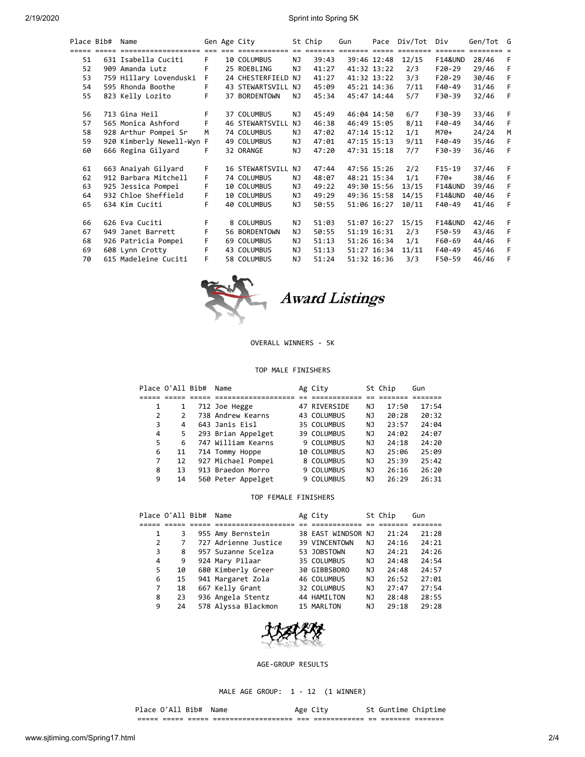| Place | Bib# | Name | Gen | Age | City | St | Chip | Gun | Pace | Div/Tot | Div | Gen/Tot | G |
|---|---|---|---|---|---|---|---|---|---|---|---|---|---|
| 51 | 631 | Isabella Cuciti | F | 10 | COLUMBUS | NJ | 39:43 | 39:46 | 12:48 | 12/15 | F14&UND | 28/46 | F |
| 52 | 909 | Amanda Lutz | F | 25 | ROEBLING | NJ | 41:27 | 41:32 | 13:22 | 2/3 | F20-29 | 29/46 | F |
| 53 | 759 | Hillary Lovenduski | F | 24 | CHESTERFIELD | NJ | 41:27 | 41:32 | 13:22 | 3/3 | F20-29 | 30/46 | F |
| 54 | 595 | Rhonda Boothe | F | 43 | STEWARTSVILL | NJ | 45:09 | 45:21 | 14:36 | 7/11 | F40-49 | 31/46 | F |
| 55 | 823 | Kelly Lozito | F | 37 | BORDENTOWN | NJ | 45:34 | 45:47 | 14:44 | 5/7 | F30-39 | 32/46 | F |
| 56 | 713 | Gina Heil | F | 37 | COLUMBUS | NJ | 45:49 | 46:04 | 14:50 | 6/7 | F30-39 | 33/46 | F |
| 57 | 565 | Monica Ashford | F | 46 | STEWARTSVILL | NJ | 46:38 | 46:49 | 15:05 | 8/11 | F40-49 | 34/46 | F |
| 58 | 928 | Arthur Pompei Sr | M | 74 | COLUMBUS | NJ | 47:02 | 47:14 | 15:12 | 1/1 | M70+ | 24/24 | M |
| 59 | 920 | Kimberly Newell-Wyn | F | 49 | COLUMBUS | NJ | 47:01 | 47:15 | 15:13 | 9/11 | F40-49 | 35/46 | F |
| 60 | 666 | Regina Gilyard | F | 32 | ORANGE | NJ | 47:20 | 47:31 | 15:18 | 7/7 | F30-39 | 36/46 | F |
| 61 | 663 | Anaiyah Gilyard | F | 16 | STEWARTSVILL | NJ | 47:44 | 47:56 | 15:26 | 2/2 | F15-19 | 37/46 | F |
| 62 | 912 | Barbara Mitchell | F | 74 | COLUMBUS | NJ | 48:07 | 48:21 | 15:34 | 1/1 | F70+ | 38/46 | F |
| 63 | 925 | Jessica Pompei | F | 10 | COLUMBUS | NJ | 49:22 | 49:30 | 15:56 | 13/15 | F14&UND | 39/46 | F |
| 64 | 932 | Chloe Sheffield | F | 10 | COLUMBUS | NJ | 49:29 | 49:36 | 15:58 | 14/15 | F14&UND | 40/46 | F |
| 65 | 634 | Kim Cuciti | F | 40 | COLUMBUS | NJ | 50:55 | 51:06 | 16:27 | 10/11 | F40-49 | 41/46 | F |
| 66 | 626 | Eva Cuciti | F | 8 | COLUMBUS | NJ | 51:03 | 51:07 | 16:27 | 15/15 | F14&UND | 42/46 | F |
| 67 | 949 | Janet Barrett | F | 56 | BORDENTOWN | NJ | 50:55 | 51:19 | 16:31 | 2/3 | F50-59 | 43/46 | F |
| 68 | 926 | Patricia Pompei | F | 69 | COLUMBUS | NJ | 51:13 | 51:26 | 16:34 | 1/1 | F60-69 | 44/46 | F |
| 69 | 608 | Lynn Crotty | F | 43 | COLUMBUS | NJ | 51:13 | 51:27 | 16:34 | 11/11 | F40-49 | 45/46 | F |
| 70 | 615 | Madeleine Cuciti | F | 58 | COLUMBUS | NJ | 51:24 | 51:32 | 16:36 | 3/3 | F50-59 | 46/46 | F |

## Award Listings

OVERALL WINNERS - 5K

TOP MALE FINISHERS

| Place | O'All | Bib# | Name | Ag | City | St | Chip | Gun |
|---|---|---|---|---|---|---|---|---|
| 1 | 1 | 712 | Joe Hegge | 47 | RIVERSIDE | NJ | 17:50 | 17:54 |
| 2 | 2 | 738 | Andrew Kearns | 43 | COLUMBUS | NJ | 20:28 | 20:32 |
| 3 | 4 | 643 | Janis Eisl | 35 | COLUMBUS | NJ | 23:57 | 24:04 |
| 4 | 5 | 293 | Brian Appelget | 39 | COLUMBUS | NJ | 24:02 | 24:07 |
| 5 | 6 | 747 | William Kearns | 9 | COLUMBUS | NJ | 24:18 | 24:20 |
| 6 | 11 | 714 | Tommy Hoppe | 10 | COLUMBUS | NJ | 25:06 | 25:09 |
| 7 | 12 | 927 | Michael Pompei | 8 | COLUMBUS | NJ | 25:39 | 25:42 |
| 8 | 13 | 913 | Braedon Morro | 9 | COLUMBUS | NJ | 26:16 | 26:20 |
| 9 | 14 | 560 | Peter Appelget | 9 | COLUMBUS | NJ | 26:29 | 26:31 |

TOP FEMALE FINISHERS

| Place | O'All | Bib# | Name | Ag | City | St | Chip | Gun |
|---|---|---|---|---|---|---|---|---|
| 1 | 3 | 955 | Amy Bernstein | 38 | EAST WINDSOR | NJ | 21:24 | 21:28 |
| 2 | 7 | 727 | Adrienne Justice | 39 | VINCENTOWN | NJ | 24:16 | 24:21 |
| 3 | 8 | 957 | Suzanne Scelza | 53 | JOBSTOWN | NJ | 24:21 | 24:26 |
| 4 | 9 | 924 | Mary Pilaar | 35 | COLUMBUS | NJ | 24:48 | 24:54 |
| 5 | 10 | 680 | Kimberly Greer | 30 | GIBBSBORO | NJ | 24:48 | 24:57 |
| 6 | 15 | 941 | Margaret Zola | 46 | COLUMBUS | NJ | 26:52 | 27:01 |
| 7 | 18 | 667 | Kelly Grant | 32 | COLUMBUS | NJ | 27:47 | 27:54 |
| 8 | 23 | 936 | Angela Stentz | 44 | HAMILTON | NJ | 28:48 | 28:55 |
| 9 | 24 | 578 | Alyssa Blackmon | 15 | MARLTON | NJ | 29:18 | 29:28 |

AGE-GROUP RESULTS

MALE AGE GROUP: 1 - 12 (1 WINNER)

| Place | O'All | Bib# | Name | Age | City | St | Guntime | Chiptime |
|---|---|---|---|---|---|---|---|---|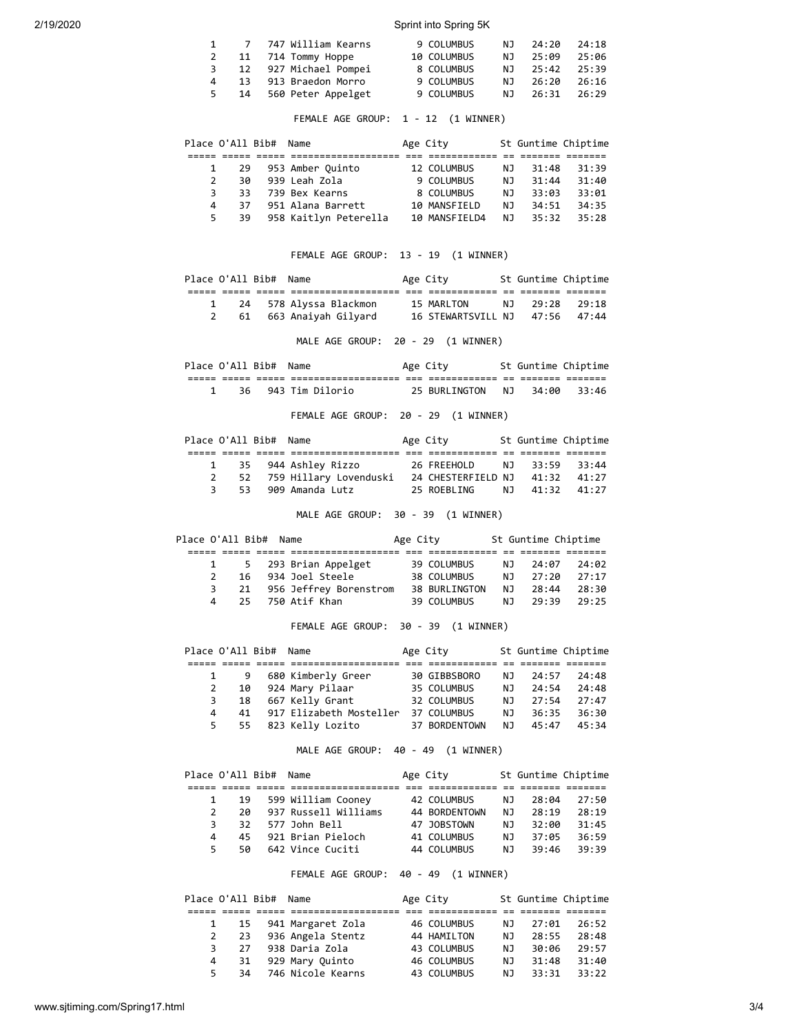| Place | O'All | Bib# | Name | Age | City | St | Guntime | Chiptime |
|---|---|---|---|---|---|---|---|---|
| 1 | 7 | 747 | William Kearns | 9 | COLUMBUS | NJ | 24:20 | 24:18 |
| 2 | 11 | 714 | Tommy Hoppe | 10 | COLUMBUS | NJ | 25:09 | 25:06 |
| 3 | 12 | 927 | Michael Pompei | 8 | COLUMBUS | NJ | 25:42 | 25:39 |
| 4 | 13 | 913 | Braedon Morro | 9 | COLUMBUS | NJ | 26:20 | 26:16 |
| 5 | 14 | 560 | Peter Appelget | 9 | COLUMBUS | NJ | 26:31 | 26:29 |

FEMALE AGE GROUP: 1 - 12 (1 WINNER)

| Place | O'All | Bib# | Name | Age | City | St | Guntime | Chiptime |
|---|---|---|---|---|---|---|---|---|
| 1 | 29 | 953 | Amber Quinto | 12 | COLUMBUS | NJ | 31:48 | 31:39 |
| 2 | 30 | 939 | Leah Zola | 9 | COLUMBUS | NJ | 31:44 | 31:40 |
| 3 | 33 | 739 | Bex Kearns | 8 | COLUMBUS | NJ | 33:03 | 33:01 |
| 4 | 37 | 951 | Alana Barrett | 10 | MANSFIELD | NJ | 34:51 | 34:35 |
| 5 | 39 | 958 | Kaitlyn Peterella | 10 | MANSFIELD4 | NJ | 35:32 | 35:28 |

FEMALE AGE GROUP: 13 - 19 (1 WINNER)

| Place | O'All | Bib# | Name | Age | City | St | Guntime | Chiptime |
|---|---|---|---|---|---|---|---|---|
| 1 | 24 | 578 | Alyssa Blackmon | 15 | MARLTON | NJ | 29:28 | 29:18 |
| 2 | 61 | 663 | Anaiyah Gilyard | 16 | STEWARTSVILL | NJ | 47:56 | 47:44 |

MALE AGE GROUP: 20 - 29 (1 WINNER)

| Place | O'All | Bib# | Name | Age | City | St | Guntime | Chiptime |
|---|---|---|---|---|---|---|---|---|
| 1 | 36 | 943 | Tim Dilorio | 25 | BURLINGTON | NJ | 34:00 | 33:46 |

FEMALE AGE GROUP: 20 - 29 (1 WINNER)

| Place | O'All | Bib# | Name | Age | City | St | Guntime | Chiptime |
|---|---|---|---|---|---|---|---|---|
| 1 | 35 | 944 | Ashley Rizzo | 26 | FREEHOLD | NJ | 33:59 | 33:44 |
| 2 | 52 | 759 | Hillary Lovenduski | 24 | CHESTERFIELD | NJ | 41:32 | 41:27 |
| 3 | 53 | 909 | Amanda Lutz | 25 | ROEBLING | NJ | 41:32 | 41:27 |

MALE AGE GROUP: 30 - 39 (1 WINNER)

| Place | O'All | Bib# | Name | Age | City | St | Guntime | Chiptime |
|---|---|---|---|---|---|---|---|---|
| 1 | 5 | 293 | Brian Appelget | 39 | COLUMBUS | NJ | 24:07 | 24:02 |
| 2 | 16 | 934 | Joel Steele | 38 | COLUMBUS | NJ | 27:20 | 27:17 |
| 3 | 21 | 956 | Jeffrey Borenstrom | 38 | BURLINGTON | NJ | 28:44 | 28:30 |
| 4 | 25 | 750 | Atif Khan | 39 | COLUMBUS | NJ | 29:39 | 29:25 |

FEMALE AGE GROUP: 30 - 39 (1 WINNER)

| Place | O'All | Bib# | Name | Age | City | St | Guntime | Chiptime |
|---|---|---|---|---|---|---|---|---|
| 1 | 9 | 680 | Kimberly Greer | 30 | GIBBSBORO | NJ | 24:57 | 24:48 |
| 2 | 10 | 924 | Mary Pilaar | 35 | COLUMBUS | NJ | 24:54 | 24:48 |
| 3 | 18 | 667 | Kelly Grant | 32 | COLUMBUS | NJ | 27:54 | 27:47 |
| 4 | 41 | 917 | Elizabeth Mosteller | 37 | COLUMBUS | NJ | 36:35 | 36:30 |
| 5 | 55 | 823 | Kelly Lozito | 37 | BORDENTOWN | NJ | 45:47 | 45:34 |

MALE AGE GROUP: 40 - 49 (1 WINNER)

| Place | O'All | Bib# | Name | Age | City | St | Guntime | Chiptime |
|---|---|---|---|---|---|---|---|---|
| 1 | 19 | 599 | William Cooney | 42 | COLUMBUS | NJ | 28:04 | 27:50 |
| 2 | 20 | 937 | Russell Williams | 44 | BORDENTOWN | NJ | 28:19 | 28:19 |
| 3 | 32 | 577 | John Bell | 47 | JOBSTOWN | NJ | 32:00 | 31:45 |
| 4 | 45 | 921 | Brian Pieloch | 41 | COLUMBUS | NJ | 37:05 | 36:59 |
| 5 | 50 | 642 | Vince Cuciti | 44 | COLUMBUS | NJ | 39:46 | 39:39 |

FEMALE AGE GROUP: 40 - 49 (1 WINNER)

| Place | O'All | Bib# | Name | Age | City | St | Guntime | Chiptime |
|---|---|---|---|---|---|---|---|---|
| 1 | 15 | 941 | Margaret Zola | 46 | COLUMBUS | NJ | 27:01 | 26:52 |
| 2 | 23 | 936 | Angela Stentz | 44 | HAMILTON | NJ | 28:55 | 28:48 |
| 3 | 27 | 938 | Daria Zola | 43 | COLUMBUS | NJ | 30:06 | 29:57 |
| 4 | 31 | 929 | Mary Quinto | 46 | COLUMBUS | NJ | 31:48 | 31:40 |
| 5 | 34 | 746 | Nicole Kearns | 43 | COLUMBUS | NJ | 33:31 | 33:22 |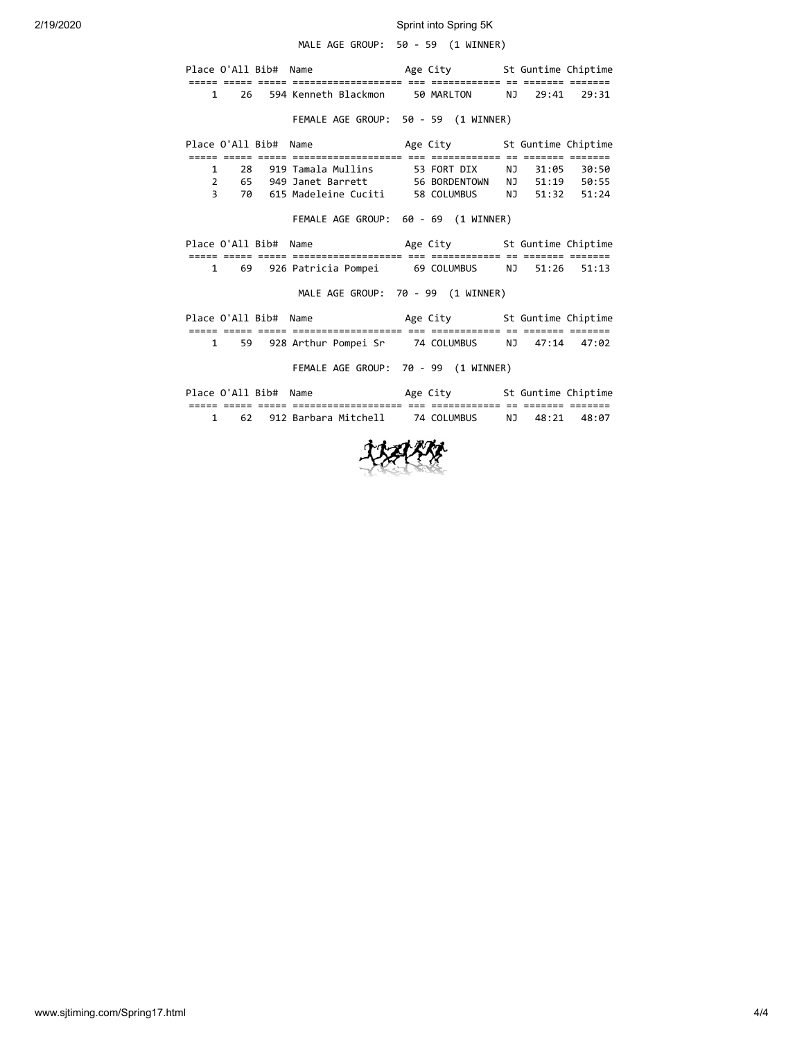MALE AGE GROUP: 50 - 59 (1 WINNER)

| Place | O'All | Bib# | Name | Age | City | St | Guntime | Chiptime |
|---|---|---|---|---|---|---|---|---|
| 1 | 26 | 594 | Kenneth Blackmon | 50 | MARLTON | NJ | 29:41 | 29:31 |

FEMALE AGE GROUP: 50 - 59 (1 WINNER)

| Place | O'All | Bib# | Name | Age | City | St | Guntime | Chiptime |
|---|---|---|---|---|---|---|---|---|
| 1 | 28 | 919 | Tamala Mullins | 53 | FORT DIX | NJ | 31:05 | 30:50 |
| 2 | 65 | 949 | Janet Barrett | 56 | BORDENTOWN | NJ | 51:19 | 50:55 |
| 3 | 70 | 615 | Madeleine Cuciti | 58 | COLUMBUS | NJ | 51:32 | 51:24 |

FEMALE AGE GROUP: 60 - 69 (1 WINNER)

| Place | O'All | Bib# | Name | Age | City | St | Guntime | Chiptime |
|---|---|---|---|---|---|---|---|---|
| 1 | 69 | 926 | Patricia Pompei | 69 | COLUMBUS | NJ | 51:26 | 51:13 |

MALE AGE GROUP: 70 - 99 (1 WINNER)

| Place | O'All | Bib# | Name | Age | City | St | Guntime | Chiptime |
|---|---|---|---|---|---|---|---|---|
| 1 | 59 | 928 | Arthur Pompei Sr | 74 | COLUMBUS | NJ | 47:14 | 47:02 |

FEMALE AGE GROUP: 70 - 99 (1 WINNER)

| Place | O'All | Bib# | Name | Age | City | St | Guntime | Chiptime |
|---|---|---|---|---|---|---|---|---|
| 1 | 62 | 912 | Barbara Mitchell | 74 | COLUMBUS | NJ | 48:21 | 48:07 |